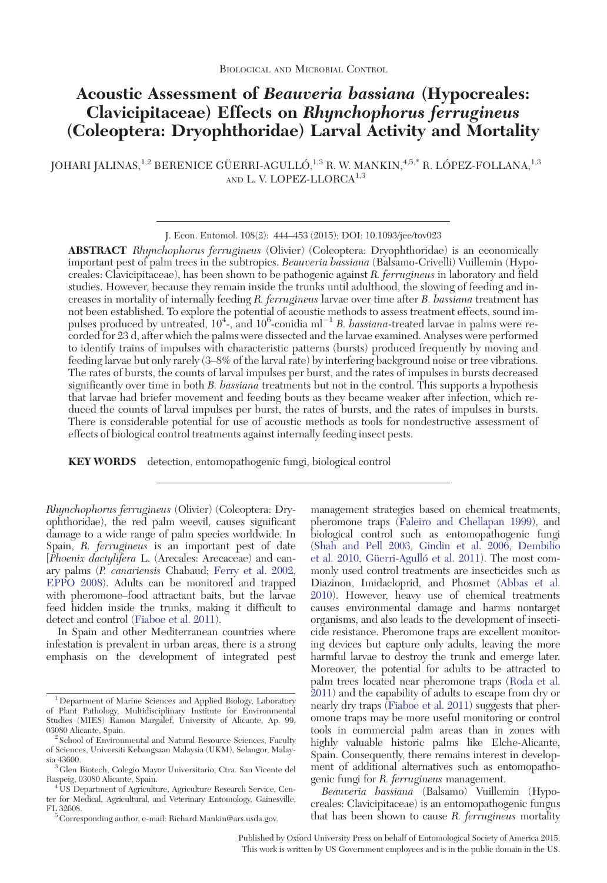Biological and Microbial Control

# Acoustic Assessment of *Beauveria bassiana* (Hypocreales: Clavicipitaceae) Effects on *Rhynchophorus ferrugineus* (Coleoptera: Dryophthoridae) Larval Activity and Mortality

JOHARI JALINAS,[1,2] BERENICE GÜERRI-AGULLÓ,[1,3] R. W. MANKIN,[4,5,*] R. LÓPEZ-FOLLANA,[1,3] AND L. V. LOPEZ-LLORCA[1,3]

J. Econ. Entomol. 108(2): 444–453 (2015); DOI: 10.1093/jee/tov023

**ABSTRACT** *Rhynchophorus ferrugineus* (Olivier) (Coleoptera: Dryophthoridae) is an economically important pest of palm trees in the subtropics. *Beauveria bassiana* (Balsamo-Crivelli) Vuillemin (Hypocreales: Clavicipitaceae), has been shown to be pathogenic against *R. ferrugineus* in laboratory and field studies. However, because they remain inside the trunks until adulthood, the slowing of feeding and increases in mortality of internally feeding *R. ferrugineus* larvae over time after *B. bassiana* treatment has not been established. To explore the potential of acoustic methods to assess treatment effects, sound impulses produced by untreated, $10^4$-, and $10^6$-conidia ml$^{-1}$ *B. bassiana*-treated larvae in palms were recorded for 23 d, after which the palms were dissected and the larvae examined. Analyses were performed to identify trains of impulses with characteristic patterns (bursts) produced frequently by moving and feeding larvae but only rarely (3–8% of the larval rate) by interfering background noise or tree vibrations. The rates of bursts, the counts of larval impulses per burst, and the rates of impulses in bursts decreased significantly over time in both *B. bassiana* treatments but not in the control. This supports a hypothesis that larvae had briefer movement and feeding bouts as they became weaker after infection, which reduced the counts of larval impulses per burst, the rates of bursts, and the rates of impulses in bursts. There is considerable potential for use of acoustic methods as tools for nondestructive assessment of effects of biological control treatments against internally feeding insect pests.

**KEY WORDS** detection, entomopathogenic fungi, biological control

*Rhynchophorus ferrugineus* (Olivier) (Coleoptera: Dryophthoridae), the red palm weevil, causes significant damage to a wide range of palm species worldwide. In Spain, *R. ferrugineus* is an important pest of date [*Phoenix dactylifera* L. (Arecales: Arecaceae) and canary palms (*P. canariensis* Chabaud; Ferry et al. 2002, EPPO 2008). Adults can be monitored and trapped with pheromone–food attractant baits, but the larvae feed hidden inside the trunks, making it difficult to detect and control (Fiaboe et al. 2011).

In Spain and other Mediterranean countries where infestation is prevalent in urban areas, there is a strong emphasis on the development of integrated pest management strategies based on chemical treatments, pheromone traps (Faleiro and Chellapan 1999), and biological control such as entomopathogenic fungi (Shah and Pell 2003, Gindin et al. 2006, Dembilio et al. 2010, Güerri-Agulló et al. 2011). The most commonly used control treatments are insecticides such as Diazinon, Imidacloprid, and Phosmet (Abbas et al. 2010). However, heavy use of chemical treatments causes environmental damage and harms nontarget organisms, and also leads to the development of insecticide resistance. Pheromone traps are excellent monitoring devices but capture only adults, leaving the more harmful larvae to destroy the trunk and emerge later. Moreover, the potential for adults to be attracted to palm trees located near pheromone traps (Roda et al. 2011) and the capability of adults to escape from dry or nearly dry traps (Fiaboe et al. 2011) suggests that pheromone traps may be more useful monitoring or control tools in commercial palm areas than in zones with highly valuable historic palms like Elche-Alicante, Spain. Consequently, there remains interest in development of additional alternatives such as entomopathogenic fungi for *R. ferrugineus* management.

*Beauveria bassiana* (Balsamo) Vuillemin (Hypocreales: Clavicipitaceae) is an entomopathogenic fungus that has been shown to cause *R. ferrugineus* mortality

[1] Department of Marine Sciences and Applied Biology, Laboratory of Plant Pathology, Multidisciplinary Institute for Environmental Studies (MIES) Ramon Margalef, University of Alicante, Ap. 99, 03080 Alicante, Spain.

[2] School of Environmental and Natural Resource Sciences, Faculty of Sciences, Universiti Kebangsaan Malaysia (UKM), Selangor, Malaysia 43600.

[3] Glen Biotech, Colegio Mayor Universitario, Ctra. San Vicente del Raspeig, 03080 Alicante, Spain.

[4] US Department of Agriculture, Agriculture Research Service, Center for Medical, Agricultural, and Veterinary Entomology, Gainesville, FL 32608.

[5] Corresponding author, e-mail: Richard.Mankin@ars.usda.gov.

Published by Oxford University Press on behalf of Entomological Society of America 2015. This work is written by US Government employees and is in the public domain in the US.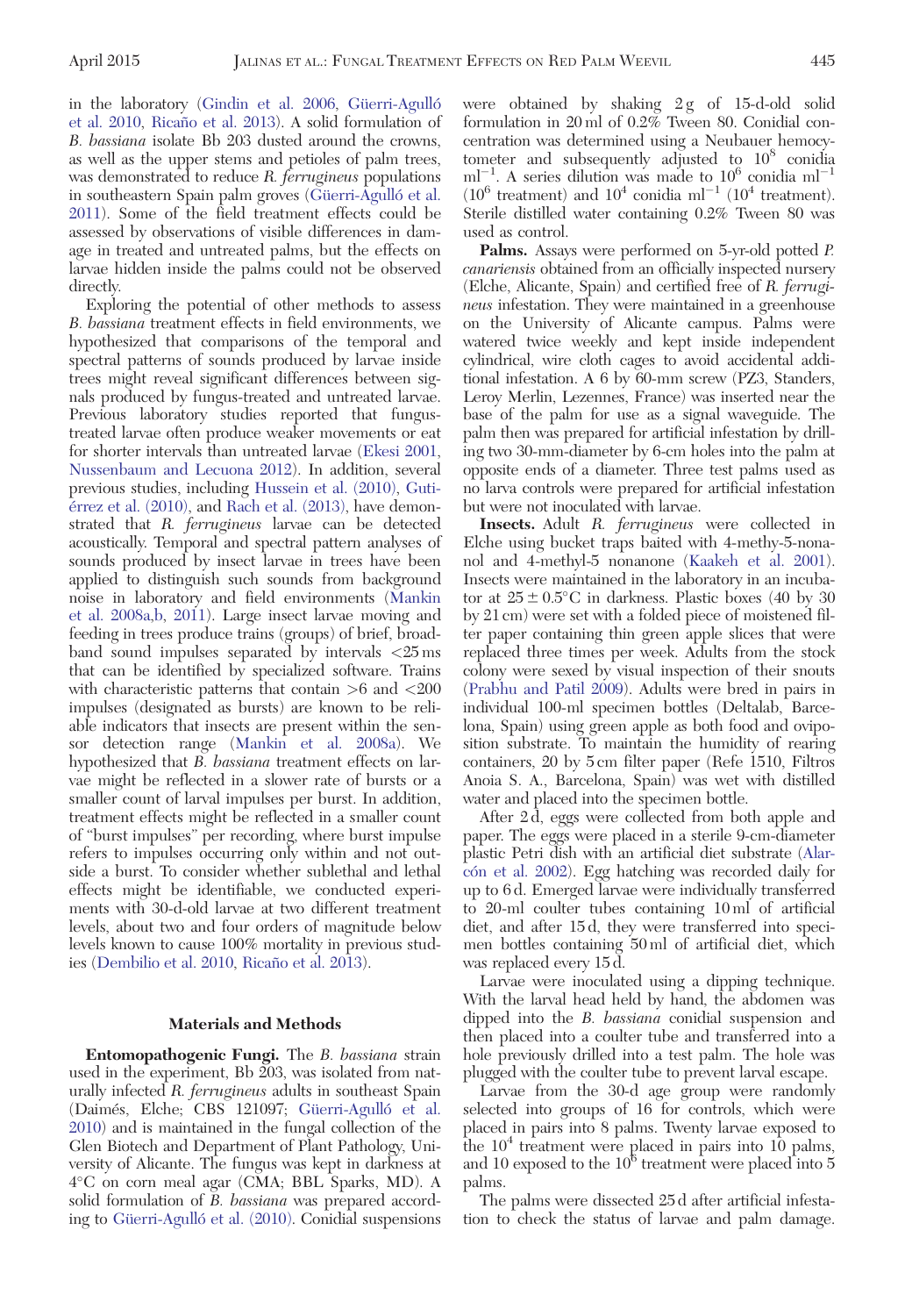in the laboratory (Gindin et al. 2006, Güerri-Agulló et al. 2010, Ricaño et al. 2013). A solid formulation of *B. bassiana* isolate Bb 203 dusted around the crowns, as well as the upper stems and petioles of palm trees, was demonstrated to reduce *R. ferrugineus* populations in southeastern Spain palm groves (Güerri-Agulló et al. 2011). Some of the field treatment effects could be assessed by observations of visible differences in damage in treated and untreated palms, but the effects on larvae hidden inside the palms could not be observed directly.

Exploring the potential of other methods to assess *B. bassiana* treatment effects in field environments, we hypothesized that comparisons of the temporal and spectral patterns of sounds produced by larvae inside trees might reveal significant differences between signals produced by fungus-treated and untreated larvae. Previous laboratory studies reported that fungus-treated larvae often produce weaker movements or eat for shorter intervals than untreated larvae (Ekesi 2001, Nussenbaum and Lecuona 2012). In addition, several previous studies, including Hussein et al. (2010), Gutiérrez et al. (2010), and Rach et al. (2013), have demonstrated that *R. ferrugineus* larvae can be detected acoustically. Temporal and spectral pattern analyses of sounds produced by insect larvae in trees have been applied to distinguish such sounds from background noise in laboratory and field environments (Mankin et al. 2008a,b, 2011). Large insect larvae moving and feeding in trees produce trains (groups) of brief, broadband sound impulses separated by intervals <25 ms that can be identified by specialized software. Trains with characteristic patterns that contain >6 and <200 impulses (designated as bursts) are known to be reliable indicators that insects are present within the sensor detection range (Mankin et al. 2008a). We hypothesized that *B. bassiana* treatment effects on larvae might be reflected in a slower rate of bursts or a smaller count of larval impulses per burst. In addition, treatment effects might be reflected in a smaller count of "burst impulses" per recording, where burst impulse refers to impulses occurring only within and not outside a burst. To consider whether sublethal and lethal effects might be identifiable, we conducted experiments with 30-d-old larvae at two different treatment levels, about two and four orders of magnitude below levels known to cause 100% mortality in previous studies (Dembilio et al. 2010, Ricaño et al. 2013).

## Materials and Methods

**Entomopathogenic Fungi.** The *B. bassiana* strain used in the experiment, Bb 203, was isolated from naturally infected *R. ferrugineus* adults in southeast Spain (Daimés, Elche; CBS 121097; Güerri-Agulló et al. 2010) and is maintained in the fungal collection of the Glen Biotech and Department of Plant Pathology, University of Alicante. The fungus was kept in darkness at 4°C on corn meal agar (CMA; BBL Sparks, MD). A solid formulation of *B. bassiana* was prepared according to Güerri-Agulló et al. (2010). Conidial suspensions were obtained by shaking 2 g of 15-d-old solid formulation in 20 ml of 0.2% Tween 80. Conidial concentration was determined using a Neubauer hemocytometer and subsequently adjusted to $10^8$ conidia ml$^{-1}$. A series dilution was made to $10^6$ conidia ml$^{-1}$ ($10^6$ treatment) and $10^4$ conidia ml$^{-1}$ ($10^4$ treatment). Sterile distilled water containing 0.2% Tween 80 was used as control.

**Palms.** Assays were performed on 5-yr-old potted *P. canariensis* obtained from an officially inspected nursery (Elche, Alicante, Spain) and certified free of *R. ferrugineus* infestation. They were maintained in a greenhouse on the University of Alicante campus. Palms were watered twice weekly and kept inside independent cylindrical, wire cloth cages to avoid accidental additional infestation. A 6 by 60-mm screw (PZ3, Standers, Leroy Merlin, Lezennes, France) was inserted near the base of the palm for use as a signal waveguide. The palm then was prepared for artificial infestation by drilling two 30-mm-diameter by 6-cm holes into the palm at opposite ends of a diameter. Three test palms used as no larva controls were prepared for artificial infestation but were not inoculated with larvae.

**Insects.** Adult *R. ferrugineus* were collected in Elche using bucket traps baited with 4-methy-5-nonanol and 4-methyl-5 nonanone (Kaakeh et al. 2001). Insects were maintained in the laboratory in an incubator at 25 ± 0.5°C in darkness. Plastic boxes (40 by 30 by 21 cm) were set with a folded piece of moistened filter paper containing thin green apple slices that were replaced three times per week. Adults from the stock colony were sexed by visual inspection of their snouts (Prabhu and Patil 2009). Adults were bred in pairs in individual 100-ml specimen bottles (Deltalab, Barcelona, Spain) using green apple as both food and oviposition substrate. To maintain the humidity of rearing containers, 20 by 5 cm filter paper (Refe 1510, Filtros Anoia S. A., Barcelona, Spain) was wet with distilled water and placed into the specimen bottle.

After 2 d, eggs were collected from both apple and paper. The eggs were placed in a sterile 9-cm-diameter plastic Petri dish with an artificial diet substrate (Alarcón et al. 2002). Egg hatching was recorded daily for up to 6 d. Emerged larvae were individually transferred to 20-ml coulter tubes containing 10 ml of artificial diet, and after 15 d, they were transferred into specimen bottles containing 50 ml of artificial diet, which was replaced every 15 d.

Larvae were inoculated using a dipping technique. With the larval head held by hand, the abdomen was dipped into the *B. bassiana* conidial suspension and then placed into a coulter tube and transferred into a hole previously drilled into a test palm. The hole was plugged with the coulter tube to prevent larval escape.

Larvae from the 30-d age group were randomly selected into groups of 16 for controls, which were placed in pairs into 8 palms. Twenty larvae exposed to the $10^4$ treatment were placed in pairs into 10 palms, and 10 exposed to the $10^6$ treatment were placed into 5 palms.

The palms were dissected 25 d after artificial infestation to check the status of larvae and palm damage.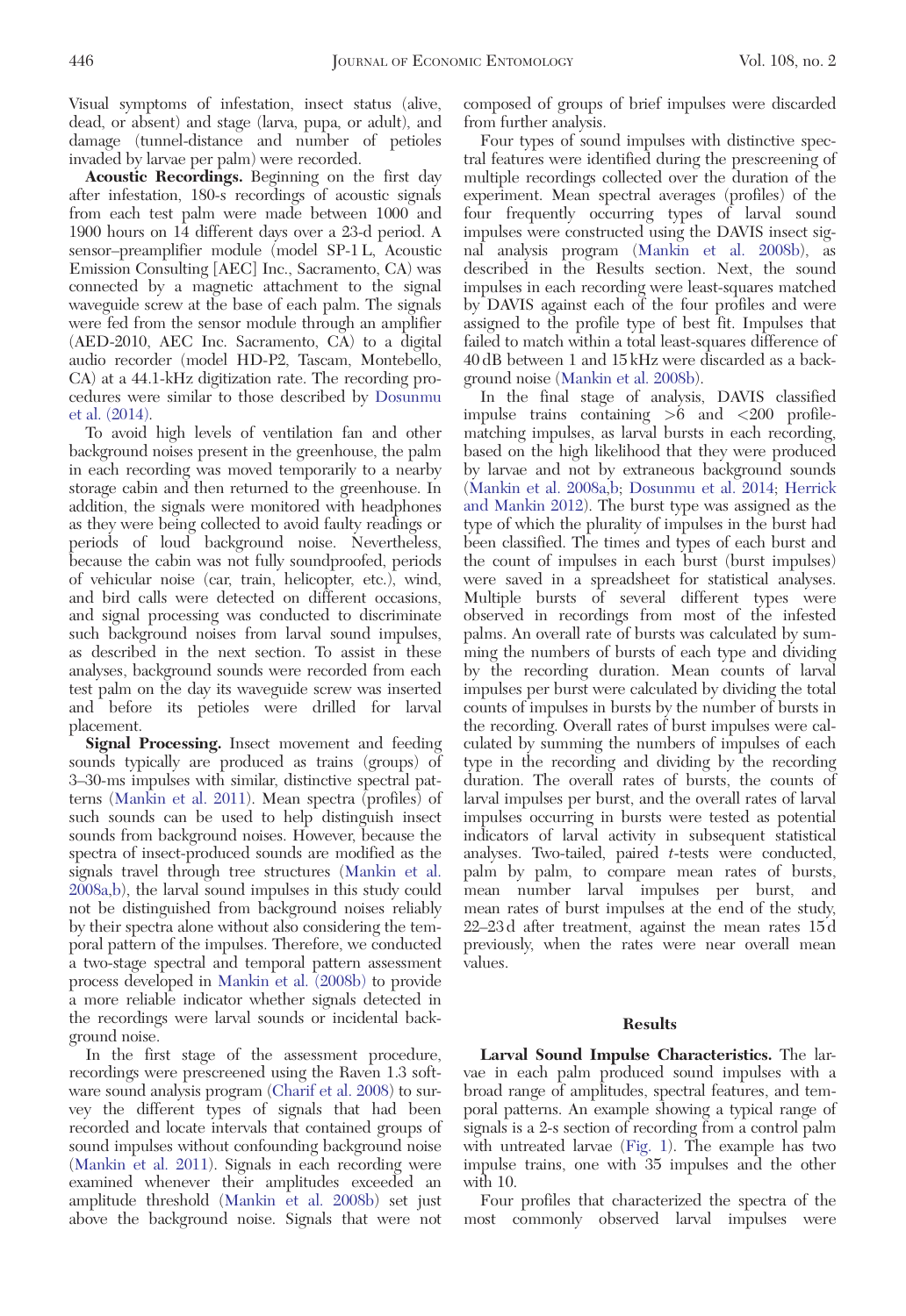Visual symptoms of infestation, insect status (alive, dead, or absent) and stage (larva, pupa, or adult), and damage (tunnel-distance and number of petioles invaded by larvae per palm) were recorded.

**Acoustic Recordings.** Beginning on the first day after infestation, 180-s recordings of acoustic signals from each test palm were made between 1000 and 1900 hours on 14 different days over a 23-d period. A sensor–preamplifier module (model SP-1 L, Acoustic Emission Consulting [AEC] Inc., Sacramento, CA) was connected by a magnetic attachment to the signal waveguide screw at the base of each palm. The signals were fed from the sensor module through an amplifier (AED-2010, AEC Inc. Sacramento, CA) to a digital audio recorder (model HD-P2, Tascam, Montebello, CA) at a 44.1-kHz digitization rate. The recording procedures were similar to those described by Dosunmu et al. (2014).

To avoid high levels of ventilation fan and other background noises present in the greenhouse, the palm in each recording was moved temporarily to a nearby storage cabin and then returned to the greenhouse. In addition, the signals were monitored with headphones as they were being collected to avoid faulty readings or periods of loud background noise. Nevertheless, because the cabin was not fully soundproofed, periods of vehicular noise (car, train, helicopter, etc.), wind, and bird calls were detected on different occasions, and signal processing was conducted to discriminate such background noises from larval sound impulses, as described in the next section. To assist in these analyses, background sounds were recorded from each test palm on the day its waveguide screw was inserted and before its petioles were drilled for larval placement.

**Signal Processing.** Insect movement and feeding sounds typically are produced as trains (groups) of 3–30-ms impulses with similar, distinctive spectral patterns (Mankin et al. 2011). Mean spectra (profiles) of such sounds can be used to help distinguish insect sounds from background noises. However, because the spectra of insect-produced sounds are modified as the signals travel through tree structures (Mankin et al. 2008a,b), the larval sound impulses in this study could not be distinguished from background noises reliably by their spectra alone without also considering the temporal pattern of the impulses. Therefore, we conducted a two-stage spectral and temporal pattern assessment process developed in Mankin et al. (2008b) to provide a more reliable indicator whether signals detected in the recordings were larval sounds or incidental background noise.

In the first stage of the assessment procedure, recordings were prescreened using the Raven 1.3 software sound analysis program (Charif et al. 2008) to survey the different types of signals that had been recorded and locate intervals that contained groups of sound impulses without confounding background noise (Mankin et al. 2011). Signals in each recording were examined whenever their amplitudes exceeded an amplitude threshold (Mankin et al. 2008b) set just above the background noise. Signals that were not composed of groups of brief impulses were discarded from further analysis.

Four types of sound impulses with distinctive spectral features were identified during the prescreening of multiple recordings collected over the duration of the experiment. Mean spectral averages (profiles) of the four frequently occurring types of larval sound impulses were constructed using the DAVIS insect signal analysis program (Mankin et al. 2008b), as described in the Results section. Next, the sound impulses in each recording were least-squares matched by DAVIS against each of the four profiles and were assigned to the profile type of best fit. Impulses that failed to match within a total least-squares difference of 40 dB between 1 and 15 kHz were discarded as a background noise (Mankin et al. 2008b).

In the final stage of analysis, DAVIS classified impulse trains containing >6 and <200 profile-matching impulses, as larval bursts in each recording, based on the high likelihood that they were produced by larvae and not by extraneous background sounds (Mankin et al. 2008a,b; Dosunmu et al. 2014; Herrick and Mankin 2012). The burst type was assigned as the type of which the plurality of impulses in the burst had been classified. The times and types of each burst and the count of impulses in each burst (burst impulses) were saved in a spreadsheet for statistical analyses. Multiple bursts of several different types were observed in recordings from most of the infested palms. An overall rate of bursts was calculated by summing the numbers of bursts of each type and dividing by the recording duration. Mean counts of larval impulses per burst were calculated by dividing the total counts of impulses in bursts by the number of bursts in the recording. Overall rates of burst impulses were calculated by summing the numbers of impulses of each type in the recording and dividing by the recording duration. The overall rates of bursts, the counts of larval impulses per burst, and the overall rates of larval impulses occurring in bursts were tested as potential indicators of larval activity in subsequent statistical analyses. Two-tailed, paired $t$-tests were conducted, palm by palm, to compare mean rates of bursts, mean number larval impulses per burst, and mean rates of burst impulses at the end of the study, 22–23 d after treatment, against the mean rates 15 d previously, when the rates were near overall mean values.

## Results

**Larval Sound Impulse Characteristics.** The larvae in each palm produced sound impulses with a broad range of amplitudes, spectral features, and temporal patterns. An example showing a typical range of signals is a 2-s section of recording from a control palm with untreated larvae (Fig. 1). The example has two impulse trains, one with 35 impulses and the other with 10.

Four profiles that characterized the spectra of the most commonly observed larval impulses were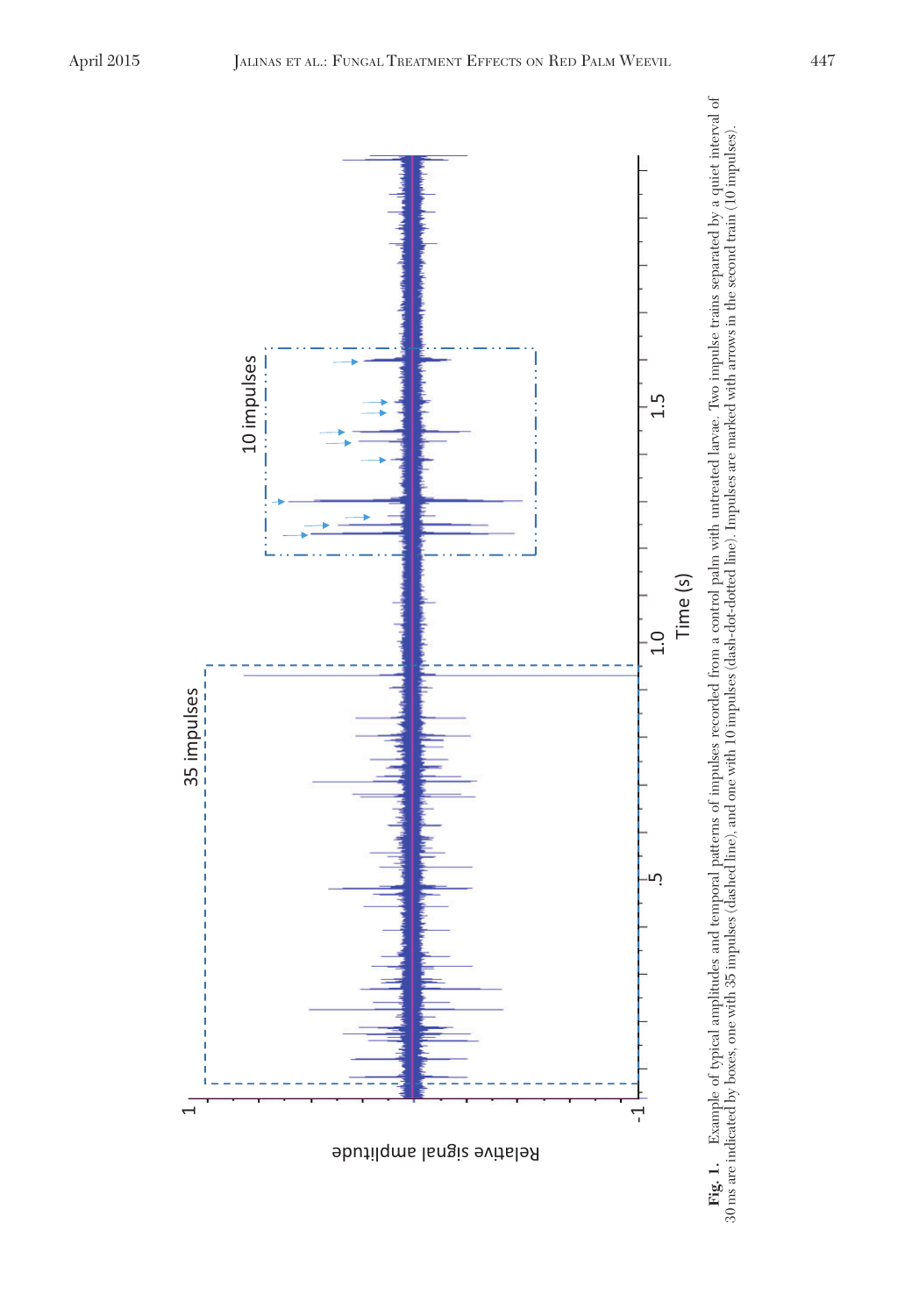**Fig. 1.** Example of typical amplitudes and temporal patterns of impulses recorded from a control palm with untreated larvae. Two impulse trains separated by a quiet interval of 30 ms are indicated by boxes, one with 35 impulses (dashed line), and one with 10 impulses (dash-dot-dotted line). Impulses are marked with arrows in the second train (10 impulses).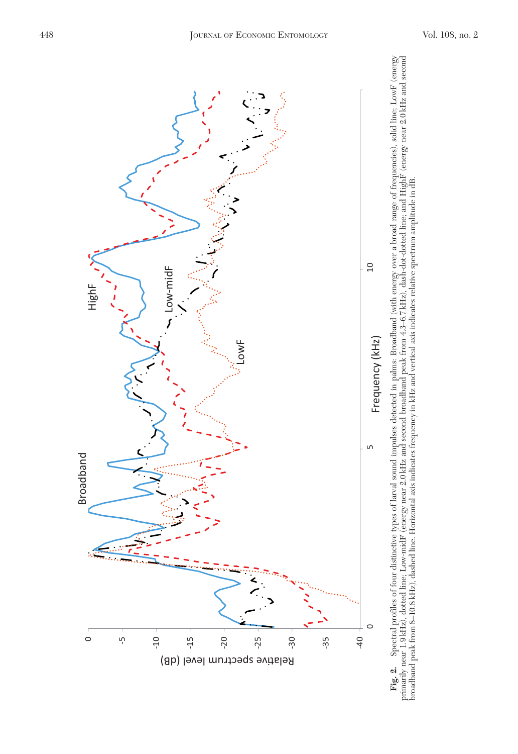**Fig. 2.** Spectral profiles of four distinctive types of larval sound impulses detected in palms: Broadband (with energy over a broad range of frequencies), solid line; LowF (energy primarily near 1.9 kHz), dotted line; Low-midF (energy near 2.0 kHz and second broadband peak from 4.3–6.7 kHz), dash-dot-dotted line; and HighF (energy near 2.0 kHz and second broadband peak from 8–10.8 kHz), dashed line. Horizontal axis indicates frequency in kHz and vertical axis indicates relative spectrum amplitude in dB.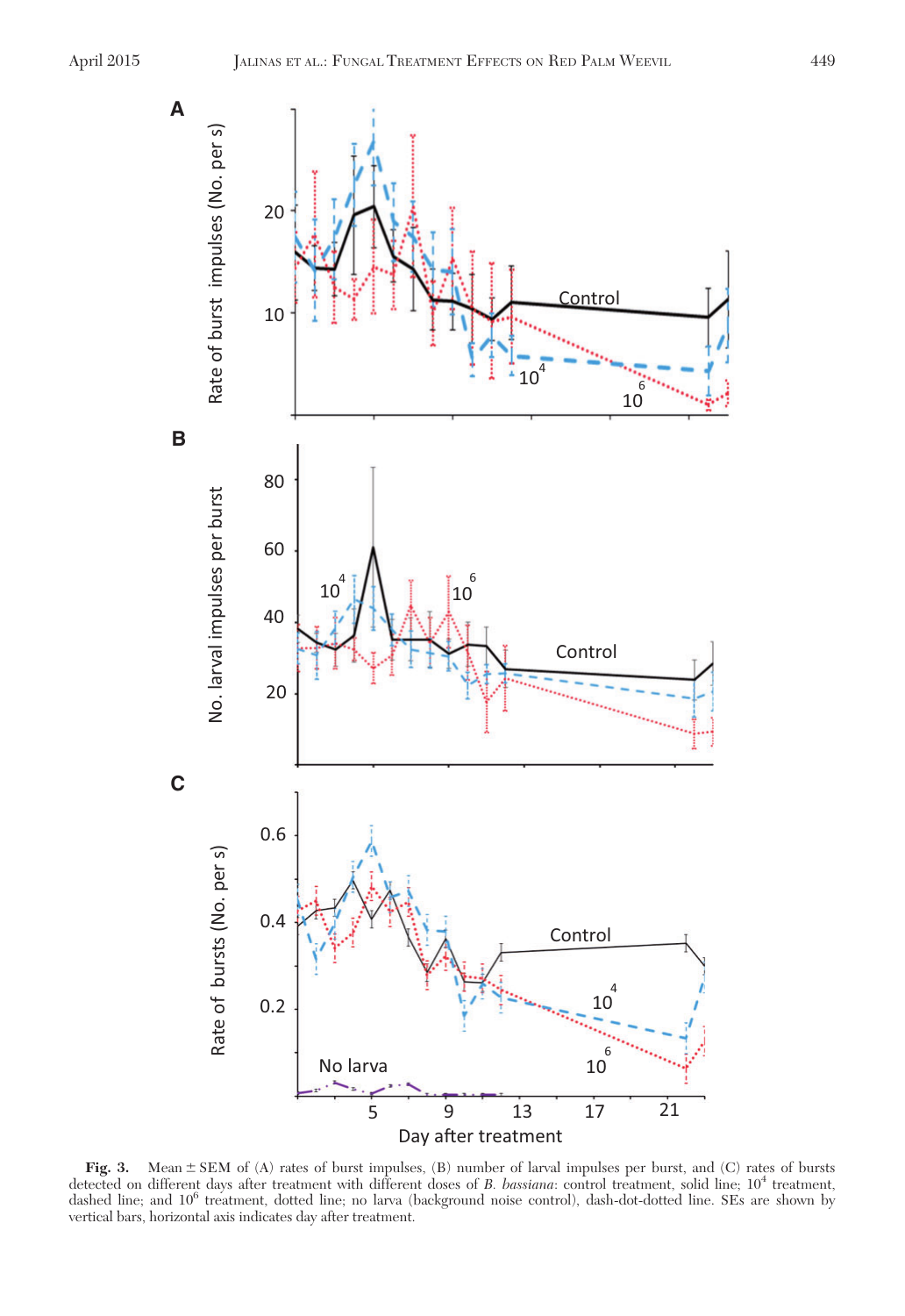**Fig. 3.** Mean ± SEM of (A) rates of burst impulses, (B) number of larval impulses per burst, and (C) rates of bursts detected on different days after treatment with different doses of *B. bassiana*: control treatment, solid line; $10^4$ treatment, dashed line; and $10^6$ treatment, dotted line; no larva (background noise control), dash-dot-dotted line. SEs are shown by vertical bars, horizontal axis indicates day after treatment.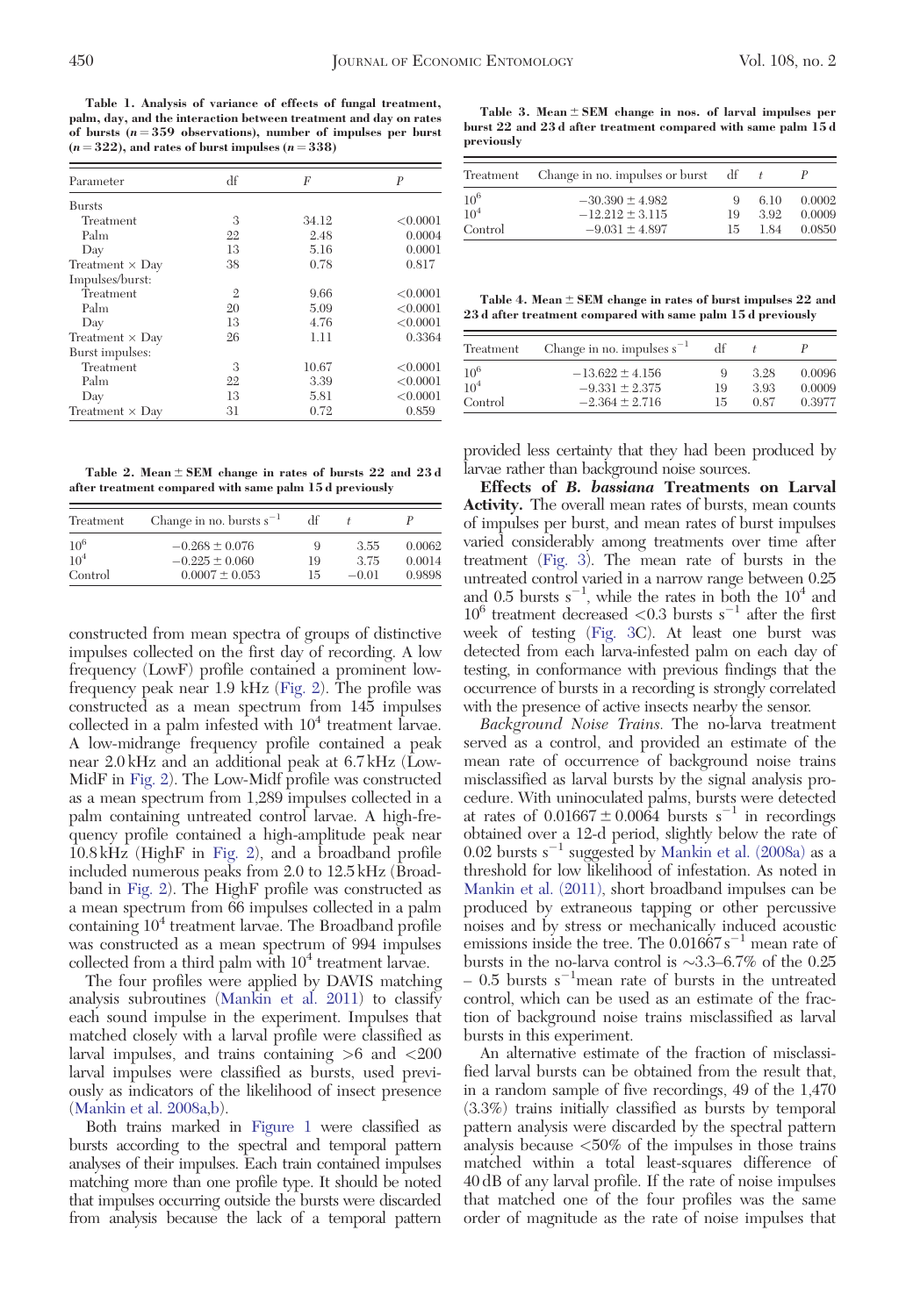**Table 1. Analysis of variance of effects of fungal treatment, palm, day, and the interaction between treatment and day on rates of bursts ($n = 359$ observations), number of impulses per burst ($n = 322$), and rates of burst impulses ($n = 338$)**

| Parameter | df | F | P |
|---|---|---|---|
| Bursts | | | |
| Treatment | 3 | 34.12 | <0.0001 |
| Palm | 22 | 2.48 | 0.0004 |
| Day | 13 | 5.16 | 0.0001 |
| Treatment × Day | 38 | 0.78 | 0.817 |
| Impulses/burst: | | | |
| Treatment | 2 | 9.66 | <0.0001 |
| Palm | 20 | 5.09 | <0.0001 |
| Day | 13 | 4.76 | <0.0001 |
| Treatment × Day | 26 | 1.11 | 0.3364 |
| Burst impulses: | | | |
| Treatment | 3 | 10.67 | <0.0001 |
| Palm | 22 | 3.39 | <0.0001 |
| Day | 13 | 5.81 | <0.0001 |
| Treatment × Day | 31 | 0.72 | 0.859 |

**Table 2. Mean ± SEM change in rates of bursts 22 and 23 d after treatment compared with same palm 15 d previously**

| Treatment | Change in no. bursts $s^{-1}$ | df | t | P |
|---|---|---|---|---|
| $10^6$ | $-0.268 \pm 0.076$ | 9 | 3.55 | 0.0062 |
| $10^4$ | $-0.225 \pm 0.060$ | 19 | 3.75 | 0.0014 |
| Control | $0.0007 \pm 0.053$ | 15 | $-0.01$ | 0.9898 |

**Table 3. Mean ± SEM change in nos. of larval impulses per burst 22 and 23 d after treatment compared with same palm 15 d previously**

| Treatment | Change in no. impulses or burst | df | t | P |
|---|---|---|---|---|
| $10^6$ | $-30.390 \pm 4.982$ | 9 | 6.10 | 0.0002 |
| $10^4$ | $-12.212 \pm 3.115$ | 19 | 3.92 | 0.0009 |
| Control | $-9.031 \pm 4.897$ | 15 | 1.84 | 0.0850 |

**Table 4. Mean ± SEM change in rates of burst impulses 22 and 23 d after treatment compared with same palm 15 d previously**

| Treatment | Change in no. impulses $s^{-1}$ | df | t | P |
|---|---|---|---|---|
| $10^6$ | $-13.622 \pm 4.156$ | 9 | 3.28 | 0.0096 |
| $10^4$ | $-9.331 \pm 2.375$ | 19 | 3.93 | 0.0009 |
| Control | $-2.364 \pm 2.716$ | 15 | 0.87 | 0.3977 |

constructed from mean spectra of groups of distinctive impulses collected on the first day of recording. A low frequency (LowF) profile contained a prominent low-frequency peak near 1.9 kHz (Fig. 2). The profile was constructed as a mean spectrum from 145 impulses collected in a palm infested with $10^4$ treatment larvae. A low-midrange frequency profile contained a peak near 2.0 kHz and an additional peak at 6.7 kHz (Low-MidF in Fig. 2). The Low-Midf profile was constructed as a mean spectrum from 1,289 impulses collected in a palm containing untreated control larvae. A high-frequency profile contained a high-amplitude peak near 10.8 kHz (HighF in Fig. 2), and a broadband profile included numerous peaks from 2.0 to 12.5 kHz (Broadband in Fig. 2). The HighF profile was constructed as a mean spectrum from 66 impulses collected in a palm containing $10^4$ treatment larvae. The Broadband profile was constructed as a mean spectrum of 994 impulses collected from a third palm with $10^4$ treatment larvae.

The four profiles were applied by DAVIS matching analysis subroutines (Mankin et al. 2011) to classify each sound impulse in the experiment. Impulses that matched closely with a larval profile were classified as larval impulses, and trains containing >6 and <200 larval impulses were classified as bursts, used previously as indicators of the likelihood of insect presence (Mankin et al. 2008a,b).

Both trains marked in Figure 1 were classified as bursts according to the spectral and temporal pattern analyses of their impulses. Each train contained impulses matching more than one profile type. It should be noted that impulses occurring outside the bursts were discarded from analysis because the lack of a temporal pattern provided less certainty that they had been produced by larvae rather than background noise sources.

**Effects of *B. bassiana* Treatments on Larval Activity.** The overall mean rates of bursts, mean counts of impulses per burst, and mean rates of burst impulses varied considerably among treatments over time after treatment (Fig. 3). The mean rate of bursts in the untreated control varied in a narrow range between 0.25 and 0.5 bursts $s^{-1}$, while the rates in both the $10^4$ and $10^6$ treatment decreased <0.3 bursts $s^{-1}$ after the first week of testing (Fig. 3C). At least one burst was detected from each larva-infested palm on each day of testing, in conformance with previous findings that the occurrence of bursts in a recording is strongly correlated with the presence of active insects nearby the sensor.

*Background Noise Trains.* The no-larva treatment served as a control, and provided an estimate of the mean rate of occurrence of background noise trains misclassified as larval bursts by the signal analysis procedure. With uninoculated palms, bursts were detected at rates of $0.01667 \pm 0.0064$ bursts $s^{-1}$ in recordings obtained over a 12-d period, slightly below the rate of 0.02 bursts $s^{-1}$ suggested by Mankin et al. (2008a) as a threshold for low likelihood of infestation. As noted in Mankin et al. (2011), short broadband impulses can be produced by extraneous tapping or other percussive noises and by stress or mechanically induced acoustic emissions inside the tree. The $0.01667 s^{-1}$ mean rate of bursts in the no-larva control is ~3.3–6.7% of the 0.25 – 0.5 bursts $s^{-1}$mean rate of bursts in the untreated control, which can be used as an estimate of the fraction of background noise trains misclassified as larval bursts in this experiment.

An alternative estimate of the fraction of misclassified larval bursts can be obtained from the result that, in a random sample of five recordings, 49 of the 1,470 (3.3%) trains initially classified as bursts by temporal pattern analysis were discarded by the spectral pattern analysis because <50% of the impulses in those trains matched within a total least-squares difference of 40 dB of any larval profile. If the rate of noise impulses that matched one of the four profiles was the same order of magnitude as the rate of noise impulses that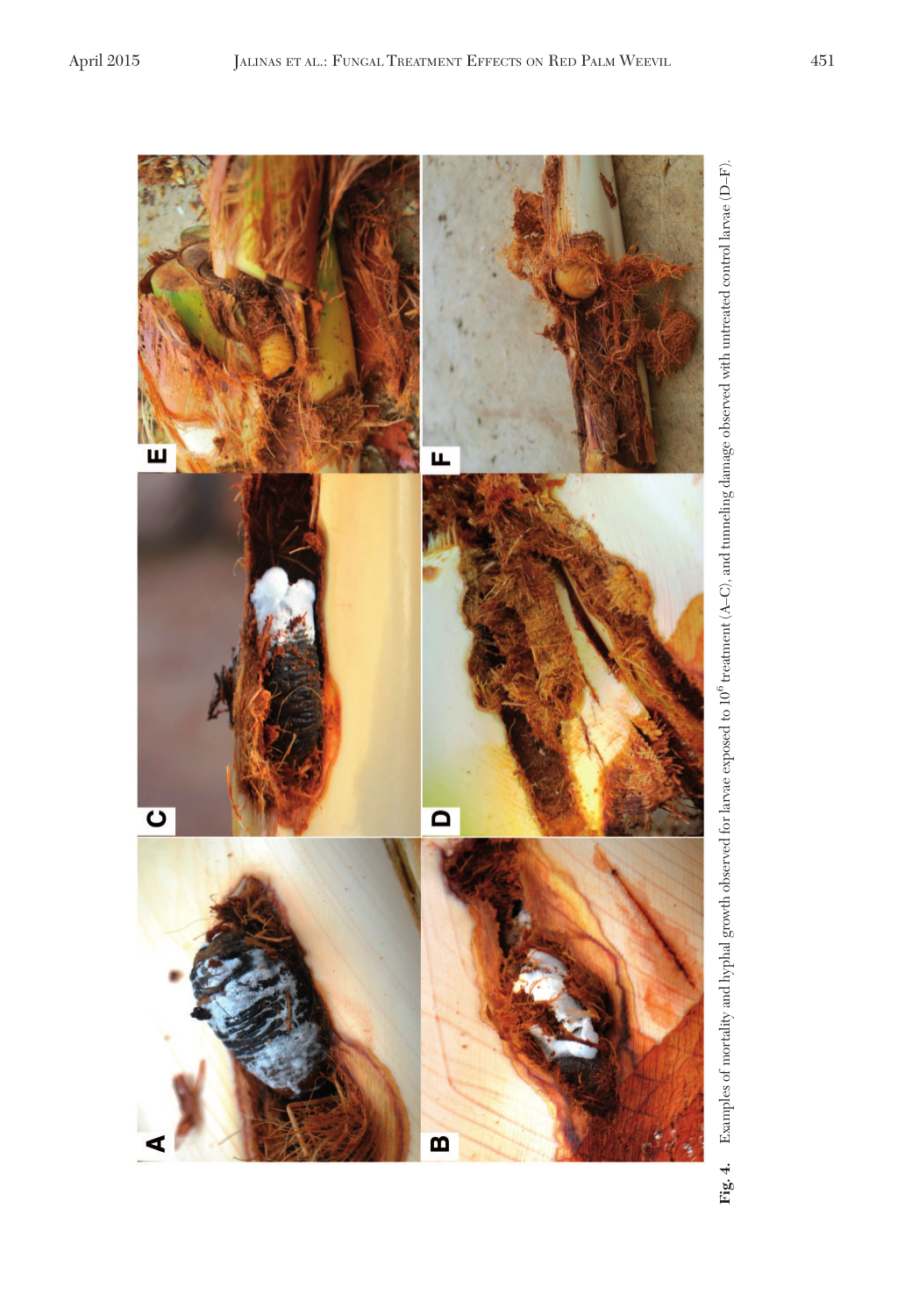**Fig. 4.** Examples of mortality and hyphal growth observed for larvae exposed to $10^6$ treatment (A–C), and tunneling damage observed with untreated control larvae (D–F).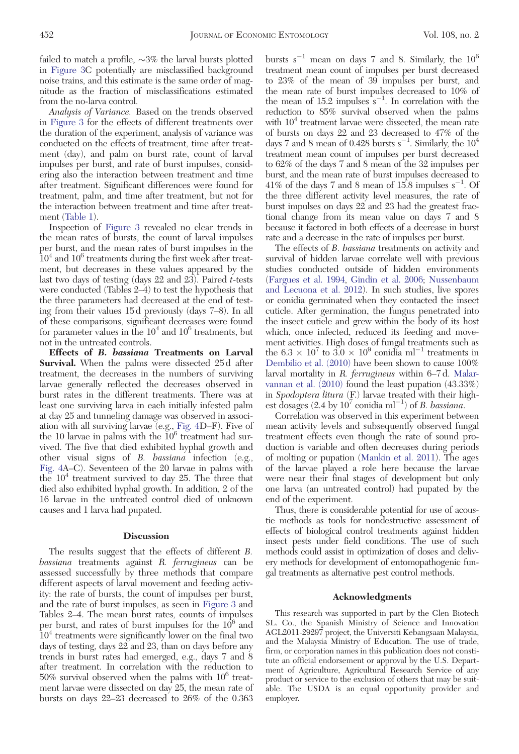failed to match a profile, ∼3% the larval bursts plotted in Figure 3C potentially are misclassified background noise trains, and this estimate is the same order of magnitude as the fraction of misclassifications estimated from the no-larva control.

*Analysis of Variance.* Based on the trends observed in Figure 3 for the effects of different treatments over the duration of the experiment, analysis of variance was conducted on the effects of treatment, time after treatment (day), and palm on burst rate, count of larval impulses per burst, and rate of burst impulses, considering also the interaction between treatment and time after treatment. Significant differences were found for treatment, palm, and time after treatment, but not for the interaction between treatment and time after treatment (Table 1).

Inspection of Figure 3 revealed no clear trends in the mean rates of bursts, the count of larval impulses per burst, and the mean rates of burst impulses in the $10^4$ and $10^6$ treatments during the first week after treatment, but decreases in these values appeared by the last two days of testing (days 22 and 23). Paired *t*-tests were conducted (Tables 2–4) to test the hypothesis that the three parameters had decreased at the end of testing from their values 15 d previously (days 7–8). In all of these comparisons, significant decreases were found for parameter values in the $10^4$ and $10^6$ treatments, but not in the untreated controls.

**Effects of *B. bassiana* Treatments on Larval Survival.** When the palms were dissected 25 d after treatment, the decreases in the numbers of surviving larvae generally reflected the decreases observed in burst rates in the different treatments. There was at least one surviving larva in each initially infested palm at day 25 and tunneling damage was observed in association with all surviving larvae (e.g., Fig. 4D–F). Five of the 10 larvae in palms with the $10^6$ treatment had survived. The five that died exhibited hyphal growth and other visual signs of *B. bassiana* infection (e.g., Fig. 4A–C). Seventeen of the 20 larvae in palms with the $10^4$ treatment survived to day 25. The three that died also exhibited hyphal growth. In addition, 2 of the 16 larvae in the untreated control died of unknown causes and 1 larva had pupated.

## Discussion

The results suggest that the effects of different *B. bassiana* treatments against *R. ferrugineus* can be assessed successfully by three methods that compare different aspects of larval movement and feeding activity: the rate of bursts, the count of impulses per burst, and the rate of burst impulses, as seen in Figure 3 and Tables 2–4. The mean burst rates, counts of impulses per burst, and rates of burst impulses for the $10^6$ and $10^4$ treatments were significantly lower on the final two days of testing, days 22 and 23, than on days before any trends in burst rates had emerged, e.g., days 7 and 8 after treatment. In correlation with the reduction to 50% survival observed when the palms with $10^6$ treatment larvae were dissected on day 25, the mean rate of bursts on days 22–23 decreased to 26% of the 0.363 bursts $s^{-1}$ mean on days 7 and 8. Similarly, the $10^6$ treatment mean count of impulses per burst decreased to 23% of the mean of 39 impulses per burst, and the mean rate of burst impulses decreased to 10% of the mean of 15.2 impulses $s^{-1}$. In correlation with the reduction to 85% survival observed when the palms with $10^4$ treatment larvae were dissected, the mean rate of bursts on days 22 and 23 decreased to 47% of the days 7 and 8 mean of 0.428 bursts $s^{-1}$. Similarly, the $10^4$ treatment mean count of impulses per burst decreased to 62% of the days 7 and 8 mean of the 32 impulses per burst, and the mean rate of burst impulses decreased to 41% of the days 7 and 8 mean of 15.8 impulses $s^{-1}$. Of the three different activity level measures, the rate of burst impulses on days 22 and 23 had the greatest fractional change from its mean value on days 7 and 8 because it factored in both effects of a decrease in burst rate and a decrease in the rate of impulses per burst.

The effects of *B. bassiana* treatments on activity and survival of hidden larvae correlate well with previous studies conducted outside of hidden environments (Fargues et al. 1994, Gindin et al. 2006; Nussenbaum and Lecuona et al. 2012). In such studies, live spores or conidia germinated when they contacted the insect cuticle. After germination, the fungus penetrated into the insect cuticle and grew within the body of its host which, once infected, reduced its feeding and movement activities. High doses of fungal treatments such as the $6.3 \times 10^7$ to $3.0 \times 10^9$ conidia $ml^{-1}$ treatments in Dembilio et al. (2010) have been shown to cause 100% larval mortality in *R. ferrugineus* within 6–7 d. Malarvannan et al. (2010) found the least pupation (43.33%) in *Spodoptera litura* (F.) larvae treated with their highest dosages (2.4 by $10^7$ conidia $ml^{-1}$) of *B. bassiana*.

Correlation was observed in this experiment between mean activity levels and subsequently observed fungal treatment effects even though the rate of sound production is variable and often decreases during periods of molting or pupation (Mankin et al. 2011). The ages of the larvae played a role here because the larvae were near their final stages of development but only one larva (an untreated control) had pupated by the end of the experiment.

Thus, there is considerable potential for use of acoustic methods as tools for nondestructive assessment of effects of biological control treatments against hidden insect pests under field conditions. The use of such methods could assist in optimization of doses and delivery methods for development of entomopathogenic fungal treatments as alternative pest control methods.

## Acknowledgments

This research was supported in part by the Glen Biotech SL. Co., the Spanish Ministry of Science and Innovation AGL2011-29297 project, the Universiti Kebangsaan Malaysia, and the Malaysia Ministry of Education. The use of trade, firm, or corporation names in this publication does not constitute an official endorsement or approval by the U.S. Department of Agriculture, Agricultural Research Service of any product or service to the exclusion of others that may be suitable. The USDA is an equal opportunity provider and employer.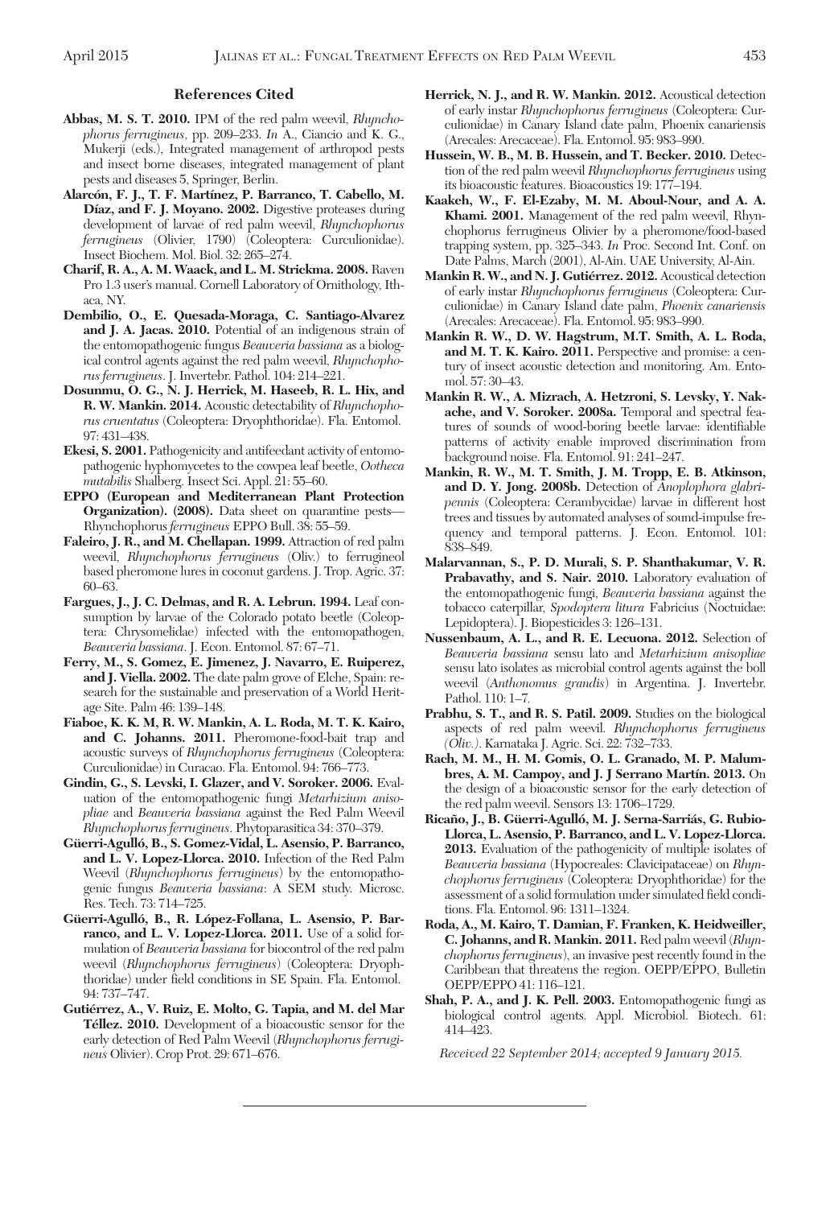## References Cited

**Abbas, M. S. T. 2010.** IPM of the red palm weevil, *Rhynchophorus ferrugineus*, pp. 209–233. *In* A., Ciancio and K. G., Mukerji (eds.), Integrated management of arthropod pests and insect borne diseases, integrated management of plant pests and diseases 5, Springer, Berlin.

**Alarcón, F. J., T. F. Martínez, P. Barranco, T. Cabello, M. Díaz, and F. J. Moyano. 2002.** Digestive proteases during development of larvae of red palm weevil, *Rhynchophorus ferrugineus* (Olivier, 1790) (Coleoptera: Curculionidae). Insect Biochem. Mol. Biol. 32: 265–274.

**Charif, R. A., A. M. Waack, and L. M. Strickma. 2008.** Raven Pro 1.3 user's manual. Cornell Laboratory of Ornithology, Ithaca, NY.

**Dembilio, O., E. Quesada-Moraga, C. Santiago-Alvarez and J. A. Jacas. 2010.** Potential of an indigenous strain of the entomopathogenic fungus *Beauveria bassiana* as a biological control agents against the red palm weevil, *Rhynchophorus ferrugineus*. J. Invertebr. Pathol. 104: 214–221.

**Dosunmu, O. G., N. J. Herrick, M. Haseeb, R. L. Hix, and R. W. Mankin. 2014.** Acoustic detectability of *Rhynchophorus cruentatus* (Coleoptera: Dryophthoridae). Fla. Entomol. 97: 431–438.

**Ekesi, S. 2001.** Pathogenicity and antifeedant activity of entomopathogenic hyphomycetes to the cowpea leaf beetle, *Ootheca mutabilis* Shalberg. Insect Sci. Appl. 21: 55–60.

**EPPO (European and Mediterranean Plant Protection Organization). (2008).** Data sheet on quarantine pests—Rhynchophorus *ferrugineus* EPPO Bull. 38: 55–59.

**Faleiro, J. R., and M. Chellapan. 1999.** Attraction of red palm weevil, *Rhynchophorus ferrugineus* (Oliv.) to ferrugineol based pheromone lures in coconut gardens. J. Trop. Agric. 37: 60–63.

**Fargues, J., J. C. Delmas, and R. A. Lebrun. 1994.** Leaf consumption by larvae of the Colorado potato beetle (Coleoptera: Chrysomelidae) infected with the entomopathogen, *Beauveria bassiana*. J. Econ. Entomol. 87: 67–71.

**Ferry, M., S. Gomez, E. Jimenez, J. Navarro, E. Ruiperez, and J. Viella. 2002.** The date palm grove of Elche, Spain: research for the sustainable and preservation of a World Heritage Site. Palm 46: 139–148.

**Fiaboe, K. K. M, R. W. Mankin, A. L. Roda, M. T. K. Kairo, and C. Johanns. 2011.** Pheromone-food-bait trap and acoustic surveys of *Rhynchophorus ferrugineus* (Coleoptera: Curculionidae) in Curacao. Fla. Entomol. 94: 766–773.

**Gindin, G., S. Levski, I. Glazer, and V. Soroker. 2006.** Evaluation of the entomopathogenic fungi *Metarhizium anisopliae* and *Beauveria bassiana* against the Red Palm Weevil *Rhynchophorus ferrugineus*. Phytoparasitica 34: 370–379.

**Güerri-Agulló, B., S. Gomez-Vidal, L. Asensio, P. Barranco, and L. V. Lopez-Llorca. 2010.** Infection of the Red Palm Weevil (*Rhynchophorus ferrugineus*) by the entomopathogenic fungus *Beauveria bassiana*: A SEM study. Microsc. Res. Tech. 73: 714–725.

**Güerri-Agulló, B., R. López-Follana, L. Asensio, P. Barranco, and L. V. Lopez-Llorca. 2011.** Use of a solid formulation of *Beauveria bassiana* for biocontrol of the red palm weevil (*Rhynchophorus ferrugineus*) (Coleoptera: Dryophthoridae) under field conditions in SE Spain. Fla. Entomol. 94: 737–747.

**Gutiérrez, A., V. Ruiz, E. Molto, G. Tapia, and M. del Mar Téllez. 2010.** Development of a bioacoustic sensor for the early detection of Red Palm Weevil (*Rhynchophorus ferrugineus* Olivier). Crop Prot. 29: 671–676.

**Herrick, N. J., and R. W. Mankin. 2012.** Acoustical detection of early instar *Rhynchophorus ferrugineus* (Coleoptera: Curculionidae) in Canary Island date palm, Phoenix canariensis (Arecales: Arecaceae). Fla. Entomol. 95: 983–990.

**Hussein, W. B., M. B. Hussein, and T. Becker. 2010.** Detection of the red palm weevil *Rhynchophorus ferrugineus* using its bioacoustic features. Bioacoustics 19: 177–194.

**Kaakeh, W., F. El-Ezaby, M. M. Aboul-Nour, and A. A. Khami. 2001.** Management of the red palm weevil, Rhynchophorus ferrugineus Olivier by a pheromone/food-based trapping system, pp. 325–343. *In* Proc. Second Int. Conf. on Date Palms, March (2001), Al-Ain. UAE University, Al-Ain.

**Mankin R. W., and N. J. Gutiérrez. 2012.** Acoustical detection of early instar *Rhynchophorus ferrugineus* (Coleoptera: Curculionidae) in Canary Island date palm, *Phoenix canariensis* (Arecales: Arecaceae). Fla. Entomol. 95: 983–990.

**Mankin R. W., D. W. Hagstrum, M.T. Smith, A. L. Roda, and M. T. K. Kairo. 2011.** Perspective and promise: a century of insect acoustic detection and monitoring. Am. Entomol. 57: 30–43.

**Mankin R. W., A. Mizrach, A. Hetzroni, S. Levsky, Y. Nakache, and V. Soroker. 2008a.** Temporal and spectral features of sounds of wood-boring beetle larvae: identifiable patterns of activity enable improved discrimination from background noise. Fla. Entomol. 91: 241–247.

**Mankin, R. W., M. T. Smith, J. M. Tropp, E. B. Atkinson, and D. Y. Jong. 2008b.** Detection of *Anoplophora glabripennis* (Coleoptera: Cerambycidae) larvae in different host trees and tissues by automated analyses of sound-impulse frequency and temporal patterns. J. Econ. Entomol. 101: 838–849.

**Malarvannan, S., P. D. Murali, S. P. Shanthakumar, V. R. Prabavathy, and S. Nair. 2010.** Laboratory evaluation of the entomopathogenic fungi, *Beauveria bassiana* against the tobacco caterpillar, *Spodoptera litura* Fabricius (Noctuidae: Lepidoptera). J. Biopesticides 3: 126–131.

**Nussenbaum, A. L., and R. E. Lecuona. 2012.** Selection of *Beauveria bassiana* sensu lato and *Metarhizium anisopliae* sensu lato isolates as microbial control agents against the boll weevil (*Anthonomus grandis*) in Argentina. J. Invertebr. Pathol. 110: 1–7.

**Prabhu, S. T., and R. S. Patil. 2009.** Studies on the biological aspects of red palm weevil. *Rhynchophorus ferrugineus (Oliv.)*. Karnataka J. Agric. Sci. 22: 732–733.

**Rach, M. M., H. M. Gomis, O. L. Granado, M. P. Malumbres, A. M. Campoy, and J. J Serrano Martín. 2013.** On the design of a bioacoustic sensor for the early detection of the red palm weevil. Sensors 13: 1706–1729.

**Ricaño, J., B. Güerri-Agulló, M. J. Serna-Sarriás, G. Rubio-Llorca, L. Asensio, P. Barranco, and L. V. Lopez-Llorca. 2013.** Evaluation of the pathogenicity of multiple isolates of *Beauveria bassiana* (Hypocreales: Clavicipataceae) on *Rhynchophorus ferrugineus* (Coleoptera: Dryophthoridae) for the assessment of a solid formulation under simulated field conditions. Fla. Entomol. 96: 1311–1324.

**Roda, A., M. Kairo, T. Damian, F. Franken, K. Heidweiller, C. Johanns, and R. Mankin. 2011.** Red palm weevil (*Rhynchophorus ferrugineus*), an invasive pest recently found in the Caribbean that threatens the region. OEPP/EPPO, Bulletin OEPP/EPPO 41: 116–121.

**Shah, P. A., and J. K. Pell. 2003.** Entomopathogenic fungi as biological control agents. Appl. Microbiol. Biotech. 61: 414–423.

*Received 22 September 2014; accepted 9 January 2015.*